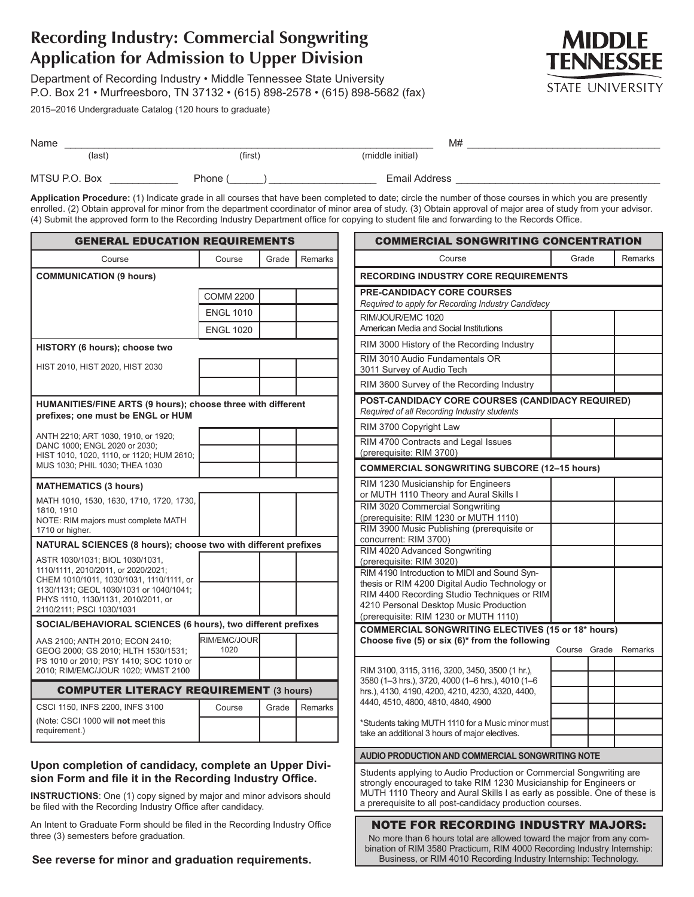# Recording Industry: Commercial Songwriting Application for Admission to Upper Division

Department of Recording Industry • Middle Tennessee State University
P.O. Box 21 • Murfreesboro, TN 37132 • (615) 898-2578 • (615) 898-5682 (fax)

2015–2016 Undergraduate Catalog (120 hours to graduate)

MIDDLE TENNESSEE STATE UNIVERSITY

Name ______________________________________________ M# ______________________
(last) (first) (middle initial)

MTSU P.O. Box __________ Phone (_____) ______________ Email Address ______________________

**Application Procedure:** (1) Indicate grade in all courses that have been completed to date; circle the number of those courses in which you are presently enrolled. (2) Obtain approval for minor from the department coordinator of minor area of study. (3) Obtain approval of major area of study from your advisor. (4) Submit the approved form to the Recording Industry Department office for copying to student file and forwarding to the Records Office.

## GENERAL EDUCATION REQUIREMENTS

| Course | Course | Grade | Remarks |
|---|---|---|---|
| **COMMUNICATION (9 hours)** | | | |
| | COMM 2200 | | |
| | ENGL 1010 | | |
| | ENGL 1020 | | |
| **HISTORY (6 hours); choose two** | | | |
| HIST 2010, HIST 2020, HIST 2030 | | | |
| | | | |
| **HUMANITIES/FINE ARTS (9 hours); choose three with different prefixes; one must be ENGL or HUM** | | | |
| ANTH 2210; ART 1030, 1910, or 1920; DANC 1000; ENGL 2020 or 2030; HIST 1010, 1020, 1110, or 1120; HUM 2610; MUS 1030; PHIL 1030; THEA 1030 | | | |
| | | | |
| | | | |
| **MATHEMATICS (3 hours)** | | | |
| MATH 1010, 1530, 1630, 1710, 1720, 1730, 1810, 1910<br>NOTE: RIM majors must complete MATH 1710 or higher. | | | |
| **NATURAL SCIENCES (8 hours); choose two with different prefixes** | | | |
| ASTR 1030/1031; BIOL 1030/1031, 1110/1111, 2010/2011, or 2020/2021; CHEM 1010/1011, 1030/1031, 1110/1111, or 1130/1131; GEOL 1030/1031 or 1040/1041; PHYS 1110, 1130/1131, 2010/2011, or 2110/2111; PSCI 1030/1031 | | | |
| | | | |
| **SOCIAL/BEHAVIORAL SCIENCES (6 hours), two different prefixes** | | | |
| AAS 2100; ANTH 2010; ECON 2410; GEOG 2000; GS 2010; HLTH 1530/1531; PS 1010 or 2010; PSY 1410; SOC 1010 or 2010; RIM/EMC/JOUR 1020; WMST 2100 | RIM/EMC/JOUR 1020 | | |
| | | | |

## COMPUTER LITERACY REQUIREMENT (3 hours)

| | Course | Grade | Remarks |
|---|---|---|---|
| CSCI 1150, INFS 2200, INFS 3100<br>(Note: CSCI 1000 will **not** meet this requirement.) | | | |

**Upon completion of candidacy, complete an Upper Division Form and file it in the Recording Industry Office.**

**INSTRUCTIONS**: One (1) copy signed by major and minor advisors should be filed with the Recording Industry Office after candidacy.

An Intent to Graduate Form should be filed in the Recording Industry Office three (3) semesters before graduation.

**See reverse for minor and graduation requirements.**

## COMMERCIAL SONGWRITING CONCENTRATION

| Course | Grade | Remarks |
|---|---|---|
| **RECORDING INDUSTRY CORE REQUIREMENTS** | | |
| **PRE-CANDIDACY CORE COURSES**<br>*Required to apply for Recording Industry Candidacy* | | |
| RIM/JOUR/EMC 1020<br>American Media and Social Institutions | | |
| RIM 3000 History of the Recording Industry | | |
| RIM 3010 Audio Fundamentals OR 3011 Survey of Audio Tech | | |
| RIM 3600 Survey of the Recording Industry | | |
| **POST-CANDIDACY CORE COURSES (CANDIDACY REQUIRED)**<br>*Required of all Recording Industry students* | | |
| RIM 3700 Copyright Law | | |
| RIM 4700 Contracts and Legal Issues (prerequisite: RIM 3700) | | |
| **COMMERCIAL SONGWRITING SUBCORE (12–15 hours)** | | |
| RIM 1230 Musicianship for Engineers or MUTH 1110 Theory and Aural Skills I | | |
| RIM 3020 Commercial Songwriting (prerequisite: RIM 1230 or MUTH 1110) | | |
| RIM 3900 Music Publishing (prerequisite or concurrent: RIM 3700) | | |
| RIM 4020 Advanced Songwriting (prerequisite: RIM 3020) | | |
| RIM 4190 Introduction to MIDI and Sound Synthesis or RIM 4200 Digital Audio Technology or RIM 4400 Recording Studio Techniques or RIM 4210 Personal Desktop Music Production (prerequisite: RIM 1230 or MUTH 1110) | | |

| COMMERCIAL SONGWRITING ELECTIVES (15 or 18* hours)<br>Choose five (5) or six (6)* from the following | Course | Grade | Remarks |
|---|---|---|---|
| RIM 3100, 3115, 3116, 3200, 3450, 3500 (1 hr.), 3580 (1–3 hrs.), 3720, 4000 (1–6 hrs.), 4010 (1–6 hrs.), 4130, 4190, 4200, 4210, 4230, 4320, 4400, 4440, 4510, 4800, 4810, 4840, 4900 | | | |
| | | | |
| | | | |
| | | | |
| *Students taking MUTH 1110 for a Music minor must take an additional 3 hours of major electives. | | | |
| | | | |

**AUDIO PRODUCTION AND COMMERCIAL SONGWRITING NOTE**

Students applying to Audio Production or Commercial Songwriting are strongly encouraged to take RIM 1230 Musicianship for Engineers or MUTH 1110 Theory and Aural Skills I as early as possible. One of these is a prerequisite to all post-candidacy production courses.

**NOTE FOR RECORDING INDUSTRY MAJORS:**

No more than 6 hours total are allowed toward the major from any combination of RIM 3580 Practicum, RIM 4000 Recording Industry Internship: Business, or RIM 4010 Recording Industry Internship: Technology.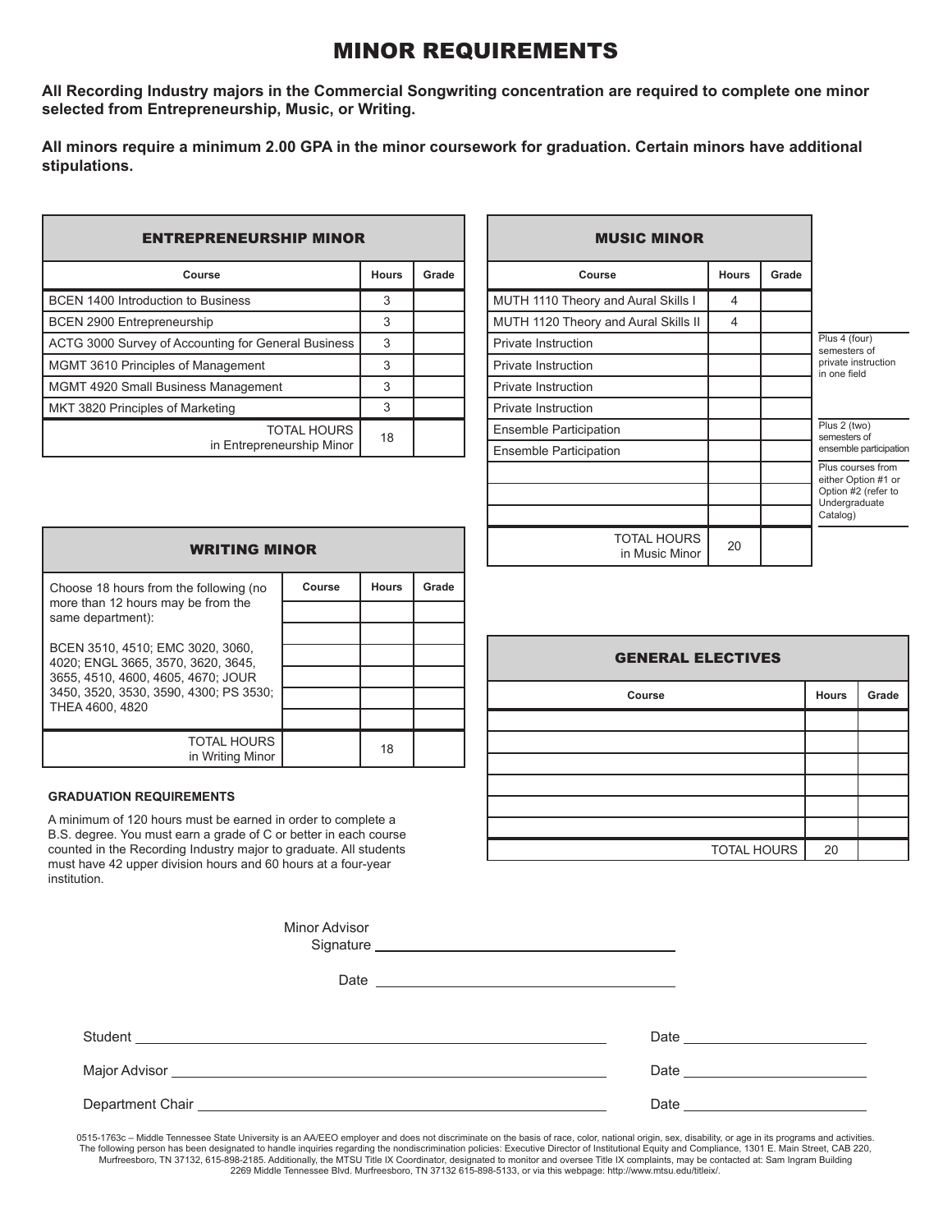# MINOR REQUIREMENTS

**All Recording Industry majors in the Commercial Songwriting concentration are required to complete one minor selected from Entrepreneurship, Music, or Writing.**

**All minors require a minimum 2.00 GPA in the minor coursework for graduation. Certain minors have additional stipulations.**

## ENTREPRENEURSHIP MINOR

| Course | Hours | Grade |
|---|---|---|
| BCEN 1400 Introduction to Business | 3 | |
| BCEN 2900 Entrepreneurship | 3 | |
| ACTG 3000 Survey of Accounting for General Business | 3 | |
| MGMT 3610 Principles of Management | 3 | |
| MGMT 4920 Small Business Management | 3 | |
| MKT 3820 Principles of Marketing | 3 | |
| TOTAL HOURS in Entrepreneurship Minor | 18 | |

## MUSIC MINOR

| Course | Hours | Grade | |
|---|---|---|---|
| MUTH 1110 Theory and Aural Skills I | 4 | | |
| MUTH 1120 Theory and Aural Skills II | 4 | | |
| Private Instruction | | | Plus 4 (four) semesters of private instruction in one field |
| Private Instruction | | | |
| Private Instruction | | | |
| Private Instruction | | | |
| Ensemble Participation | | | Plus 2 (two) semesters of ensemble participation |
| Ensemble Participation | | | |
| | | | Plus courses from either Option #1 or Option #2 (refer to Undergraduate Catalog) |
| | | | |
| | | | |
| TOTAL HOURS in Music Minor | 20 | | |

## WRITING MINOR

Choose 18 hours from the following (no more than 12 hours may be from the same department):

BCEN 3510, 4510; EMC 3020, 3060, 4020; ENGL 3665, 3570, 3620, 3645, 3655, 4510, 4600, 4605, 4670; JOUR 3450, 3520, 3530, 3590, 4300; PS 3530; THEA 4600, 4820

| Course | Hours | Grade |
|---|---|---|
| | | |
| | | |
| | | |
| | | |
| | | |
| | | |
| TOTAL HOURS in Writing Minor | 18 | |

## GENERAL ELECTIVES

| Course | Hours | Grade |
|---|---|---|
| | | |
| | | |
| | | |
| | | |
| | | |
| | | |
| TOTAL HOURS | 20 | |

### GRADUATION REQUIREMENTS

A minimum of 120 hours must be earned in order to complete a B.S. degree. You must earn a grade of C or better in each course counted in the Recording Industry major to graduate. All students must have 42 upper division hours and 60 hours at a four-year institution.

Minor Advisor Signature ______________________

Date ______________________

Student ______________________ Date ______________________

Major Advisor ______________________ Date ______________________

Department Chair ______________________ Date ______________________

0515-1763c – Middle Tennessee State University is an AA/EEO employer and does not discriminate on the basis of race, color, national origin, sex, disability, or age in its programs and activities. The following person has been designated to handle inquiries regarding the nondiscrimination policies: Executive Director of Institutional Equity and Compliance, 1301 E. Main Street, CAB 220, Murfreesboro, TN 37132, 615-898-2185. Additionally, the MTSU Title IX Coordinator, designated to monitor and oversee Title IX complaints, may be contacted at: Sam Ingram Building 2269 Middle Tennessee Blvd. Murfreesboro, TN 37132 615-898-5133, or via this webpage: http://www.mtsu.edu/titleix/.